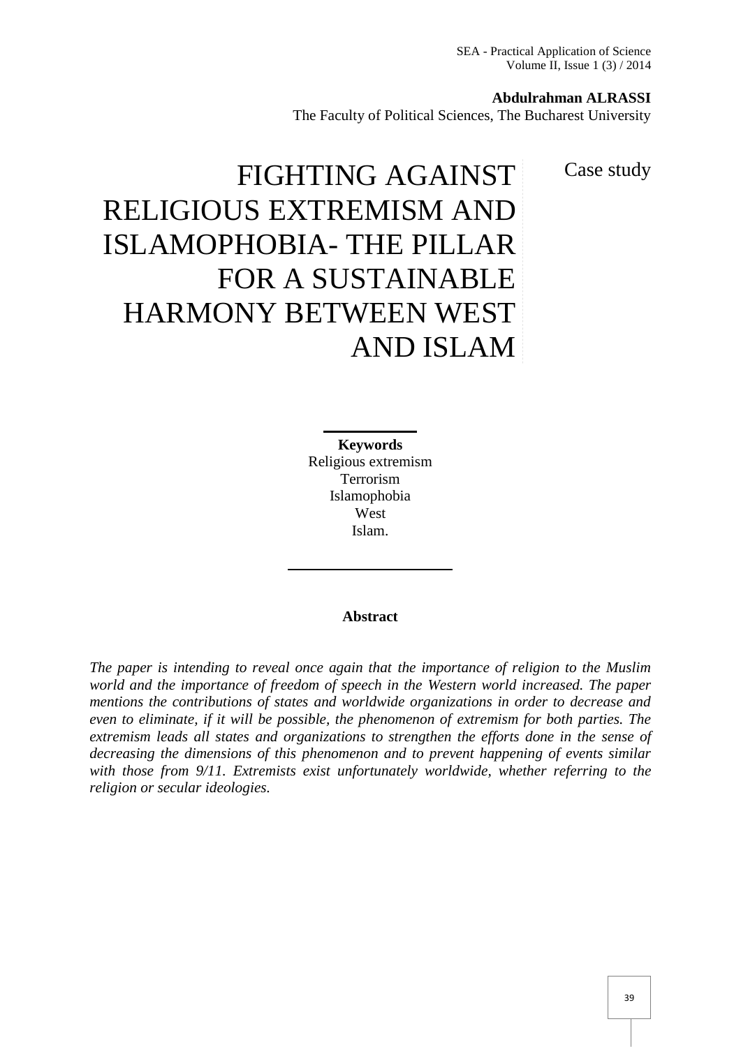**Abdulrahman ALRASSI**
The Faculty of Political Sciences, The Bucharest University

Case study

# FIGHTING AGAINST RELIGIOUS EXTREMISM AND ISLAMOPHOBIA- THE PILLAR FOR A SUSTAINABLE HARMONY BETWEEN WEST AND ISLAM

**Keywords**
Religious extremism
Terrorism
Islamophobia
West
Islam.

**Abstract**

*The paper is intending to reveal once again that the importance of religion to the Muslim world and the importance of freedom of speech in the Western world increased. The paper mentions the contributions of states and worldwide organizations in order to decrease and even to eliminate, if it will be possible, the phenomenon of extremism for both parties. The extremism leads all states and organizations to strengthen the efforts done in the sense of decreasing the dimensions of this phenomenon and to prevent happening of events similar with those from 9/11. Extremists exist unfortunately worldwide, whether referring to the religion or secular ideologies.*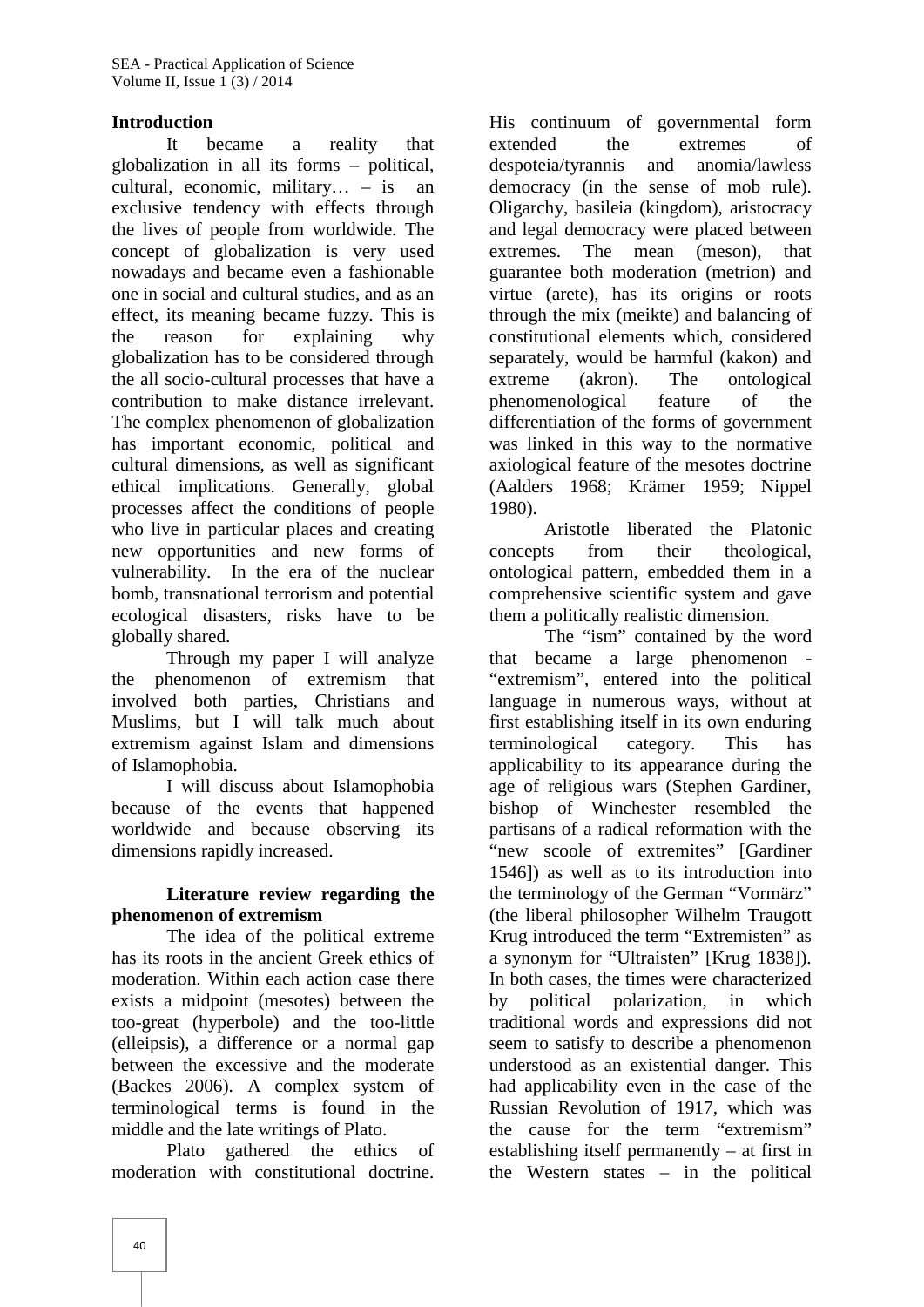## Introduction

It became a reality that globalization in all its forms – political, cultural, economic, military… – is an exclusive tendency with effects through the lives of people from worldwide. The concept of globalization is very used nowadays and became even a fashionable one in social and cultural studies, and as an effect, its meaning became fuzzy. This is the reason for explaining why globalization has to be considered through the all socio-cultural processes that have a contribution to make distance irrelevant. The complex phenomenon of globalization has important economic, political and cultural dimensions, as well as significant ethical implications. Generally, global processes affect the conditions of people who live in particular places and creating new opportunities and new forms of vulnerability. In the era of the nuclear bomb, transnational terrorism and potential ecological disasters, risks have to be globally shared.

Through my paper I will analyze the phenomenon of extremism that involved both parties, Christians and Muslims, but I will talk much about extremism against Islam and dimensions of Islamophobia.

I will discuss about Islamophobia because of the events that happened worldwide and because observing its dimensions rapidly increased.

## Literature review regarding the phenomenon of extremism

The idea of the political extreme has its roots in the ancient Greek ethics of moderation. Within each action case there exists a midpoint (mesotes) between the too-great (hyperbole) and the too-little (elleipsis), a difference or a normal gap between the excessive and the moderate (Backes 2006). A complex system of terminological terms is found in the middle and the late writings of Plato.

Plato gathered the ethics of moderation with constitutional doctrine. His continuum of governmental form extended the extremes of despoteia/tyrannis and anomia/lawless democracy (in the sense of mob rule). Oligarchy, basileia (kingdom), aristocracy and legal democracy were placed between extremes. The mean (meson), that guarantee both moderation (metrion) and virtue (arete), has its origins or roots through the mix (meikte) and balancing of constitutional elements which, considered separately, would be harmful (kakon) and extreme (akron). The ontological phenomenological feature of the differentiation of the forms of government was linked in this way to the normative axiological feature of the mesotes doctrine (Aalders 1968; Krämer 1959; Nippel 1980).

Aristotle liberated the Platonic concepts from their theological, ontological pattern, embedded them in a comprehensive scientific system and gave them a politically realistic dimension.

The "ism" contained by the word that became a large phenomenon - "extremism", entered into the political language in numerous ways, without at first establishing itself in its own enduring terminological category. This has applicability to its appearance during the age of religious wars (Stephen Gardiner, bishop of Winchester resembled the partisans of a radical reformation with the "new scoole of extremites" [Gardiner 1546]) as well as to its introduction into the terminology of the German "Vormärz" (the liberal philosopher Wilhelm Traugott Krug introduced the term "Extremisten" as a synonym for "Ultraisten" [Krug 1838]). In both cases, the times were characterized by political polarization, in which traditional words and expressions did not seem to satisfy to describe a phenomenon understood as an existential danger. This had applicability even in the case of the Russian Revolution of 1917, which was the cause for the term "extremism" establishing itself permanently – at first in the Western states – in the political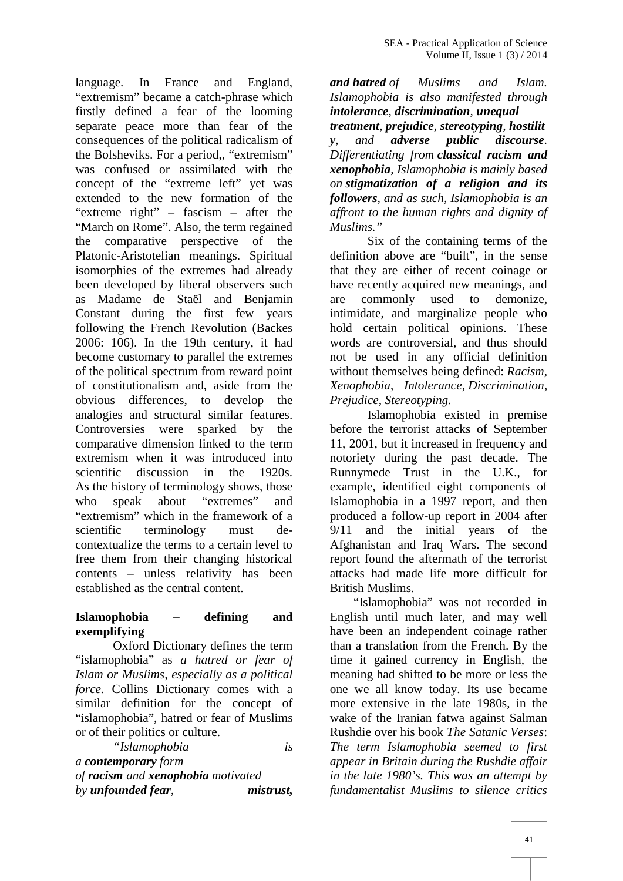language. In France and England, "extremism" became a catch-phrase which firstly defined a fear of the looming separate peace more than fear of the consequences of the political radicalism of the Bolsheviks. For a period,, "extremism" was confused or assimilated with the concept of the "extreme left" yet was extended to the new formation of the "extreme right" – fascism – after the "March on Rome". Also, the term regained the comparative perspective of the Platonic-Aristotelian meanings. Spiritual isomorphies of the extremes had already been developed by liberal observers such as Madame de Staël and Benjamin Constant during the first few years following the French Revolution (Backes 2006: 106). In the 19th century, it had become customary to parallel the extremes of the political spectrum from reward point of constitutionalism and, aside from the obvious differences, to develop the analogies and structural similar features. Controversies were sparked by the comparative dimension linked to the term extremism when it was introduced into scientific discussion in the 1920s. As the history of terminology shows, those who speak about "extremes" and "extremism" which in the framework of a scientific terminology must de-contextualize the terms to a certain level to free them from their changing historical contents – unless relativity has been established as the central content.

## Islamophobia – defining and exemplifying

Oxford Dictionary defines the term "islamophobia" as *a hatred or fear of Islam or Muslims, especially as a political force.* Collins Dictionary comes with a similar definition for the concept of "islamophobia", hatred or fear of Muslims or of their politics or culture.

*"Islamophobia is a* ***contemporary*** *form of* ***racism*** *and* ***xenophobia*** *motivated by* ***unfounded fear****,* ***mistrust, and hatred*** *of Muslims and Islam. Islamophobia is also manifested through* ***intolerance****,* ***discrimination****,* ***unequal treatment****,* ***prejudice****,* ***stereotyping****,* ***hostility****, and* ***adverse public discourse****. Differentiating from* ***classical racism and xenophobia****, Islamophobia is mainly based on* ***stigmatization of a religion and its followers****, and as such, Islamophobia is an affront to the human rights and dignity of Muslims."*

Six of the containing terms of the definition above are "built", in the sense that they are either of recent coinage or have recently acquired new meanings, and are commonly used to demonize, intimidate, and marginalize people who hold certain political opinions. These words are controversial, and thus should not be used in any official definition without themselves being defined: *Racism*, *Xenophobia*, *Intolerance*, *Discrimination*, *Prejudice*, *Stereotyping.*

Islamophobia existed in premise before the terrorist attacks of September 11, 2001, but it increased in frequency and notoriety during the past decade. The Runnymede Trust in the U.K., for example, identified eight components of Islamophobia in a 1997 report, and then produced a follow-up report in 2004 after 9/11 and the initial years of the Afghanistan and Iraq Wars. The second report found the aftermath of the terrorist attacks had made life more difficult for British Muslims.

"Islamophobia" was not recorded in English until much later, and may well have been an independent coinage rather than a translation from the French. By the time it gained currency in English, the meaning had shifted to be more or less the one we all know today. Its use became more extensive in the late 1980s, in the wake of the Iranian fatwa against Salman Rushdie over his book *The Satanic Verses*: *The term Islamophobia seemed to first appear in Britain during the Rushdie affair in the late 1980's. This was an attempt by fundamentalist Muslims to silence critics*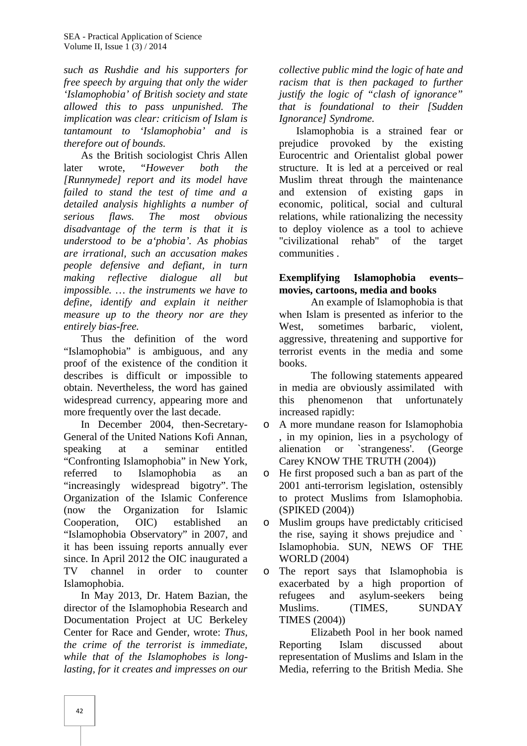*such as Rushdie and his supporters for free speech by arguing that only the wider 'Islamophobia' of British society and state allowed this to pass unpunished. The implication was clear: criticism of Islam is tantamount to 'Islamophobia' and is therefore out of bounds.*

As the British sociologist Chris Allen later wrote, "*However both the [Runnymede] report and its model have failed to stand the test of time and a detailed analysis highlights a number of serious flaws. The most obvious disadvantage of the term is that it is understood to be a'phobia'. As phobias are irrational, such an accusation makes people defensive and defiant, in turn making reflective dialogue all but impossible. … the instruments we have to define, identify and explain it neither measure up to the theory nor are they entirely bias-free.*

Thus the definition of the word "Islamophobia" is ambiguous, and any proof of the existence of the condition it describes is difficult or impossible to obtain. Nevertheless, the word has gained widespread currency, appearing more and more frequently over the last decade.

In December 2004, then-Secretary-General of the United Nations Kofi Annan, speaking at a seminar entitled "Confronting Islamophobia" in New York, referred to Islamophobia as an "increasingly widespread bigotry". The Organization of the Islamic Conference (now the Organization for Islamic Cooperation, OIC) established an "Islamophobia Observatory" in 2007, and it has been issuing reports annually ever since. In April 2012 the OIC inaugurated a TV channel in order to counter Islamophobia.

In May 2013, Dr. Hatem Bazian, the director of the Islamophobia Research and Documentation Project at UC Berkeley Center for Race and Gender, wrote: *Thus, the crime of the terrorist is immediate, while that of the Islamophobes is long-lasting, for it creates and impresses on our collective public mind the logic of hate and racism that is then packaged to further justify the logic of "clash of ignorance" that is foundational to their [Sudden Ignorance] Syndrome.*

Islamophobia is a strained fear or prejudice provoked by the existing Eurocentric and Orientalist global power structure. It is led at a perceived or real Muslim threat through the maintenance and extension of existing gaps in economic, political, social and cultural relations, while rationalizing the necessity to deploy violence as a tool to achieve "civilizational rehab" of the target communities .

**Exemplifying Islamophobia events– movies, cartoons, media and books**

An example of Islamophobia is that when Islam is presented as inferior to the West, sometimes barbaric, violent, aggressive, threatening and supportive for terrorist events in the media and some books.

The following statements appeared in media are obviously assimilated with this phenomenon that unfortunately increased rapidly:

- A more mundane reason for Islamophobia , in my opinion, lies in a psychology of alienation or `strangeness'. (George Carey KNOW THE TRUTH (2004))
- He first proposed such a ban as part of the 2001 anti-terrorism legislation, ostensibly to protect Muslims from Islamophobia. (SPIKED (2004))
- Muslim groups have predictably criticised the rise, saying it shows prejudice and ` Islamophobia. SUN, NEWS OF THE WORLD (2004)
- The report says that Islamophobia is exacerbated by a high proportion of refugees and asylum-seekers being Muslims. (TIMES, SUNDAY TIMES (2004))

Elizabeth Pool in her book named Reporting Islam discussed about representation of Muslims and Islam in the Media, referring to the British Media. She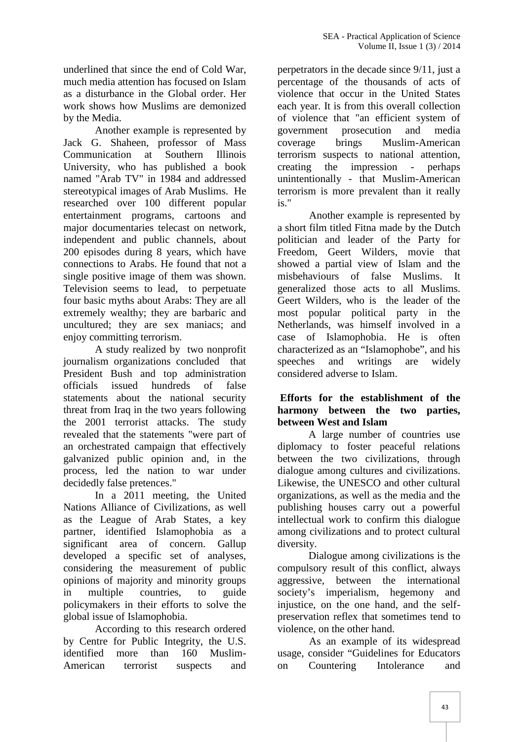underlined that since the end of Cold War, much media attention has focused on Islam as a disturbance in the Global order. Her work shows how Muslims are demonized by the Media.

Another example is represented by Jack G. Shaheen, professor of Mass Communication at Southern Illinois University, who has published a book named "Arab TV" in 1984 and addressed stereotypical images of Arab Muslims. He researched over 100 different popular entertainment programs, cartoons and major documentaries telecast on network, independent and public channels, about 200 episodes during 8 years, which have connections to Arabs. He found that not a single positive image of them was shown. Television seems to lead, to perpetuate four basic myths about Arabs: They are all extremely wealthy; they are barbaric and uncultured; they are sex maniacs; and enjoy committing terrorism.

A study realized by two nonprofit journalism organizations concluded that President Bush and top administration officials issued hundreds of false statements about the national security threat from Iraq in the two years following the 2001 terrorist attacks. The study revealed that the statements "were part of an orchestrated campaign that effectively galvanized public opinion and, in the process, led the nation to war under decidedly false pretences."

In a 2011 meeting, the United Nations Alliance of Civilizations, as well as the League of Arab States, a key partner, identified Islamophobia as a significant area of concern. Gallup developed a specific set of analyses, considering the measurement of public opinions of majority and minority groups in multiple countries, to guide policymakers in their efforts to solve the global issue of Islamophobia.

According to this research ordered by Centre for Public Integrity, the U.S. identified more than 160 Muslim-American terrorist suspects and perpetrators in the decade since 9/11, just a percentage of the thousands of acts of violence that occur in the United States each year. It is from this overall collection of violence that "an efficient system of government prosecution and media coverage brings Muslim-American terrorism suspects to national attention, creating the impression - perhaps unintentionally - that Muslim-American terrorism is more prevalent than it really is."

Another example is represented by a short film titled Fitna made by the Dutch politician and leader of the Party for Freedom, Geert Wilders, movie that showed a partial view of Islam and the misbehaviours of false Muslims. It generalized those acts to all Muslims. Geert Wilders, who is the leader of the most popular political party in the Netherlands, was himself involved in a case of Islamophobia. He is often characterized as an "Islamophobe", and his speeches and writings are widely considered adverse to Islam.

**Efforts for the establishment of the harmony between the two parties, between West and Islam**

A large number of countries use diplomacy to foster peaceful relations between the two civilizations, through dialogue among cultures and civilizations. Likewise, the UNESCO and other cultural organizations, as well as the media and the publishing houses carry out a powerful intellectual work to confirm this dialogue among civilizations and to protect cultural diversity.

Dialogue among civilizations is the compulsory result of this conflict, always aggressive, between the international society's imperialism, hegemony and injustice, on the one hand, and the self-preservation reflex that sometimes tend to violence, on the other hand.

As an example of its widespread usage, consider "Guidelines for Educators on Countering Intolerance and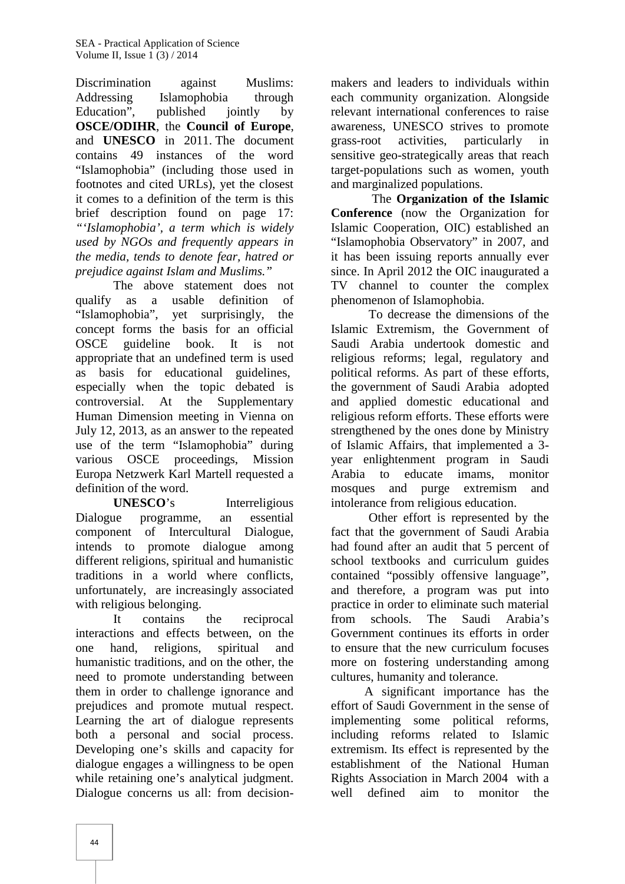Discrimination against Muslims: Addressing Islamophobia through Education", published jointly by **OSCE/ODIHR**, the **Council of Europe**, and **UNESCO** in 2011. The document contains 49 instances of the word "Islamophobia" (including those used in footnotes and cited URLs), yet the closest it comes to a definition of the term is this brief description found on page 17: *"'Islamophobia', a term which is widely used by NGOs and frequently appears in the media, tends to denote fear, hatred or prejudice against Islam and Muslims."*

The above statement does not qualify as a usable definition of "Islamophobia", yet surprisingly, the concept forms the basis for an official OSCE guideline book. It is not appropriate that an undefined term is used as basis for educational guidelines, especially when the topic debated is controversial. At the Supplementary Human Dimension meeting in Vienna on July 12, 2013, as an answer to the repeated use of the term "Islamophobia" during various OSCE proceedings, Mission Europa Netzwerk Karl Martell requested a definition of the word.

**UNESCO**'s Interreligious Dialogue programme, an essential component of Intercultural Dialogue, intends to promote dialogue among different religions, spiritual and humanistic traditions in a world where conflicts, unfortunately, are increasingly associated with religious belonging.

It contains the reciprocal interactions and effects between, on the one hand, religions, spiritual and humanistic traditions, and on the other, the need to promote understanding between them in order to challenge ignorance and prejudices and promote mutual respect. Learning the art of dialogue represents both a personal and social process. Developing one's skills and capacity for dialogue engages a willingness to be open while retaining one's analytical judgment. Dialogue concerns us all: from decision-makers and leaders to individuals within each community organization. Alongside relevant international conferences to raise awareness, UNESCO strives to promote grass-root activities, particularly in sensitive geo-strategically areas that reach target-populations such as women, youth and marginalized populations.

The **Organization of the Islamic Conference** (now the Organization for Islamic Cooperation, OIC) established an "Islamophobia Observatory" in 2007, and it has been issuing reports annually ever since. In April 2012 the OIC inaugurated a TV channel to counter the complex phenomenon of Islamophobia.

To decrease the dimensions of the Islamic Extremism, the Government of Saudi Arabia undertook domestic and religious reforms; legal, regulatory and political reforms. As part of these efforts, the government of Saudi Arabia adopted and applied domestic educational and religious reform efforts. These efforts were strengthened by the ones done by Ministry of Islamic Affairs, that implemented a 3-year enlightenment program in Saudi Arabia to educate imams, monitor mosques and purge extremism and intolerance from religious education.

Other effort is represented by the fact that the government of Saudi Arabia had found after an audit that 5 percent of school textbooks and curriculum guides contained "possibly offensive language", and therefore, a program was put into practice in order to eliminate such material from schools. The Saudi Arabia's Government continues its efforts in order to ensure that the new curriculum focuses more on fostering understanding among cultures, humanity and tolerance.

A significant importance has the effort of Saudi Government in the sense of implementing some political reforms, including reforms related to Islamic extremism. Its effect is represented by the establishment of the National Human Rights Association in March 2004 with a well defined aim to monitor the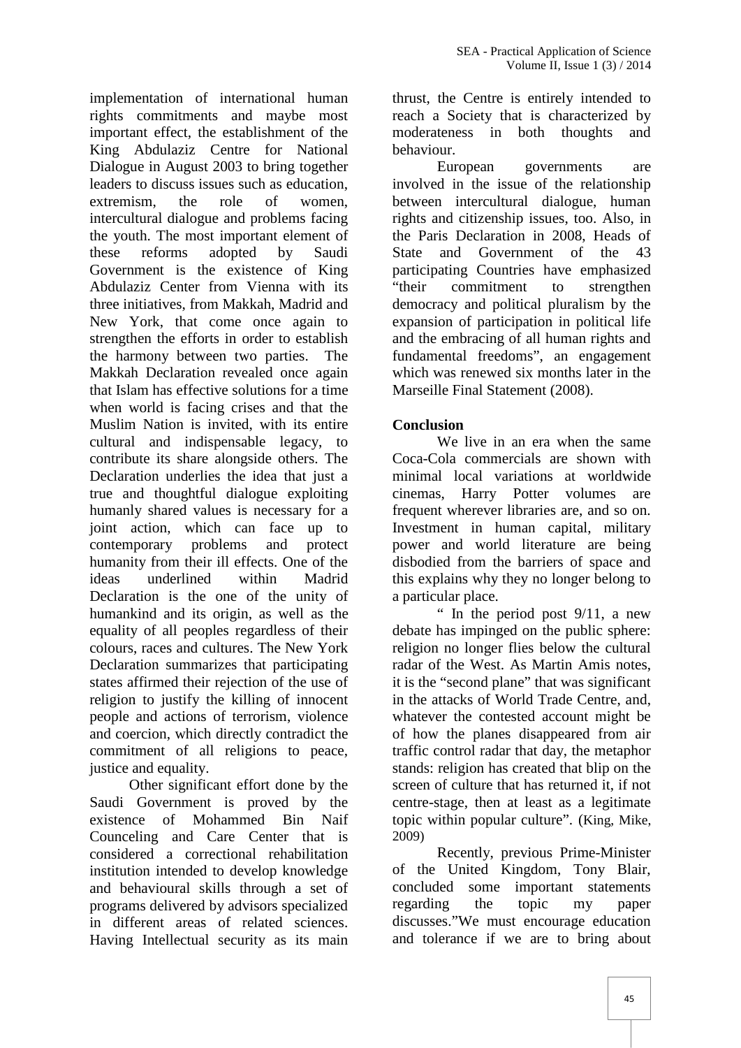implementation of international human rights commitments and maybe most important effect, the establishment of the King Abdulaziz Centre for National Dialogue in August 2003 to bring together leaders to discuss issues such as education, extremism, the role of women, intercultural dialogue and problems facing the youth. The most important element of these reforms adopted by Saudi Government is the existence of King Abdulaziz Center from Vienna with its three initiatives, from Makkah, Madrid and New York, that come once again to strengthen the efforts in order to establish the harmony between two parties. The Makkah Declaration revealed once again that Islam has effective solutions for a time when world is facing crises and that the Muslim Nation is invited, with its entire cultural and indispensable legacy, to contribute its share alongside others. The Declaration underlies the idea that just a true and thoughtful dialogue exploiting humanly shared values is necessary for a joint action, which can face up to contemporary problems and protect humanity from their ill effects. One of the ideas underlined within Madrid Declaration is the one of the unity of humankind and its origin, as well as the equality of all peoples regardless of their colours, races and cultures. The New York Declaration summarizes that participating states affirmed their rejection of the use of religion to justify the killing of innocent people and actions of terrorism, violence and coercion, which directly contradict the commitment of all religions to peace, justice and equality.

Other significant effort done by the Saudi Government is proved by the existence of Mohammed Bin Naif Counceling and Care Center that is considered a correctional rehabilitation institution intended to develop knowledge and behavioural skills through a set of programs delivered by advisors specialized in different areas of related sciences. Having Intellectual security as its main thrust, the Centre is entirely intended to reach a Society that is characterized by moderateness in both thoughts and behaviour.

European governments are involved in the issue of the relationship between intercultural dialogue, human rights and citizenship issues, too. Also, in the Paris Declaration in 2008, Heads of State and Government of the 43 participating Countries have emphasized "their commitment to strengthen democracy and political pluralism by the expansion of participation in political life and the embracing of all human rights and fundamental freedoms", an engagement which was renewed six months later in the Marseille Final Statement (2008).

**Conclusion**

We live in an era when the same Coca-Cola commercials are shown with minimal local variations at worldwide cinemas, Harry Potter volumes are frequent wherever libraries are, and so on. Investment in human capital, military power and world literature are being disbodied from the barriers of space and this explains why they no longer belong to a particular place.

" In the period post 9/11, a new debate has impinged on the public sphere: religion no longer flies below the cultural radar of the West. As Martin Amis notes, it is the "second plane" that was significant in the attacks of World Trade Centre, and, whatever the contested account might be of how the planes disappeared from air traffic control radar that day, the metaphor stands: religion has created that blip on the screen of culture that has returned it, if not centre-stage, then at least as a legitimate topic within popular culture". (King, Mike, 2009)

Recently, previous Prime-Minister of the United Kingdom, Tony Blair, concluded some important statements regarding the topic my paper discusses."We must encourage education and tolerance if we are to bring about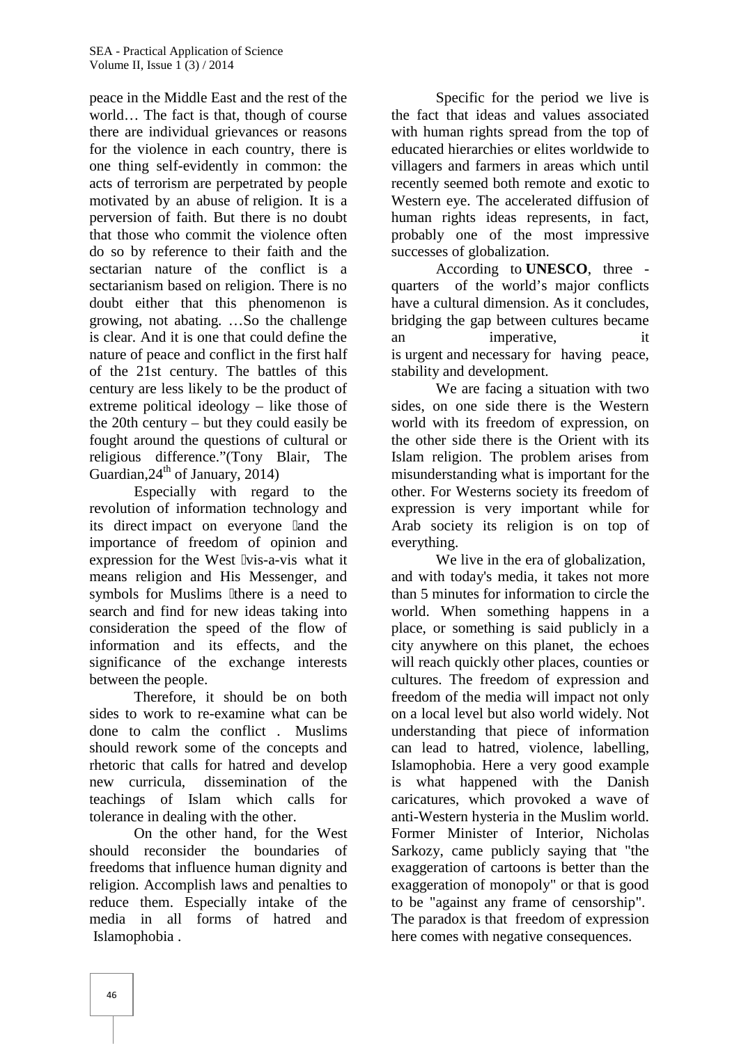peace in the Middle East and the rest of the world… The fact is that, though of course there are individual grievances or reasons for the violence in each country, there is one thing self-evidently in common: the acts of terrorism are perpetrated by people motivated by an abuse of religion. It is a perversion of faith. But there is no doubt that those who commit the violence often do so by reference to their faith and the sectarian nature of the conflict is a sectarianism based on religion. There is no doubt either that this phenomenon is growing, not abating. …So the challenge is clear. And it is one that could define the nature of peace and conflict in the first half of the 21st century. The battles of this century are less likely to be the product of extreme political ideology – like those of the 20th century – but they could easily be fought around the questions of cultural or religious difference."(Tony Blair, The Guardian,24th of January, 2014)

Especially with regard to the revolution of information technology and its direct impact on everyone and the importance of freedom of opinion and expression for the West vis-a-vis what it means religion and His Messenger, and symbols for Muslims there is a need to search and find for new ideas taking into consideration the speed of the flow of information and its effects, and the significance of the exchange interests between the people.

Therefore, it should be on both sides to work to re-examine what can be done to calm the conflict . Muslims should rework some of the concepts and rhetoric that calls for hatred and develop new curricula, dissemination of the teachings of Islam which calls for tolerance in dealing with the other.

On the other hand, for the West should reconsider the boundaries of freedoms that influence human dignity and religion. Accomplish laws and penalties to reduce them. Especially intake of the media in all forms of hatred and Islamophobia .

Specific for the period we live is the fact that ideas and values associated with human rights spread from the top of educated hierarchies or elites worldwide to villagers and farmers in areas which until recently seemed both remote and exotic to Western eye. The accelerated diffusion of human rights ideas represents, in fact, probably one of the most impressive successes of globalization.

According to **UNESCO**, three - quarters of the world's major conflicts have a cultural dimension. As it concludes, bridging the gap between cultures became an imperative, it is urgent and necessary for having peace, stability and development.

We are facing a situation with two sides, on one side there is the Western world with its freedom of expression, on the other side there is the Orient with its Islam religion. The problem arises from misunderstanding what is important for the other. For Westerns society its freedom of expression is very important while for Arab society its religion is on top of everything.

We live in the era of globalization, and with today's media, it takes not more than 5 minutes for information to circle the world. When something happens in a place, or something is said publicly in a city anywhere on this planet, the echoes will reach quickly other places, counties or cultures. The freedom of expression and freedom of the media will impact not only on a local level but also world widely. Not understanding that piece of information can lead to hatred, violence, labelling, Islamophobia. Here a very good example is what happened with the Danish caricatures, which provoked a wave of anti-Western hysteria in the Muslim world. Former Minister of Interior, Nicholas Sarkozy, came publicly saying that "the exaggeration of cartoons is better than the exaggeration of monopoly" or that is good to be "against any frame of censorship". The paradox is that freedom of expression here comes with negative consequences.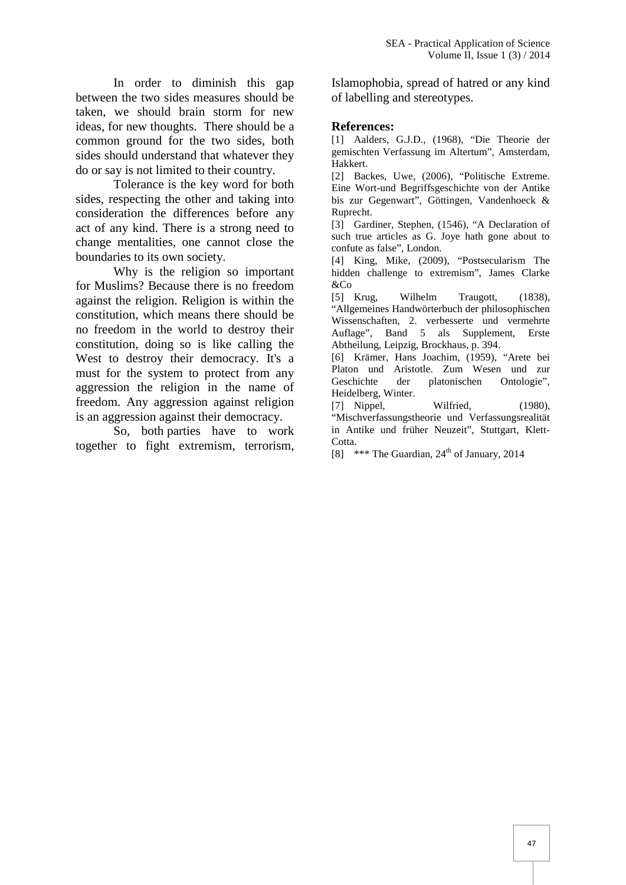In order to diminish this gap between the two sides measures should be taken, we should brain storm for new ideas, for new thoughts. There should be a common ground for the two sides, both sides should understand that whatever they do or say is not limited to their country.

Tolerance is the key word for both sides, respecting the other and taking into consideration the differences before any act of any kind. There is a strong need to change mentalities, one cannot close the boundaries to its own society.

Why is the religion so important for Muslims? Because there is no freedom against the religion. Religion is within the constitution, which means there should be no freedom in the world to destroy their constitution, doing so is like calling the West to destroy their democracy. It's a must for the system to protect from any aggression the religion in the name of freedom. Any aggression against religion is an aggression against their democracy.

So, both parties have to work together to fight extremism, terrorism, Islamophobia, spread of hatred or any kind of labelling and stereotypes.

**References:**

[1] Aalders, G.J.D., (1968), "Die Theorie der gemischten Verfassung im Altertum", Amsterdam, Hakkert.

[2] Backes, Uwe, (2006), "Politische Extreme. Eine Wort-und Begriffsgeschichte von der Antike bis zur Gegenwart", Göttingen, Vandenhoeck & Ruprecht.

[3] Gardiner, Stephen, (1546), "A Declaration of such true articles as G. Joye hath gone about to confute as false", London.

[4] King, Mike, (2009), "Postsecularism The hidden challenge to extremism", James Clarke &Co

[5] Krug, Wilhelm Traugott, (1838), "Allgemeines Handwörterbuch der philosophischen Wissenschaften, 2. verbesserte und vermehrte Auflage", Band 5 als Supplement, Erste Abtheilung, Leipzig, Brockhaus, p. 394.

[6] Krämer, Hans Joachim, (1959), "Arete bei Platon und Aristotle. Zum Wesen und zur Geschichte der platonischen Ontologie", Heidelberg, Winter.

[7] Nippel, Wilfried, (1980), "Mischverfassungstheorie und Verfassungsrealität in Antike und früher Neuzeit", Stuttgart, Klett-Cotta.

[8] *** The Guardian, 24th of January, 2014